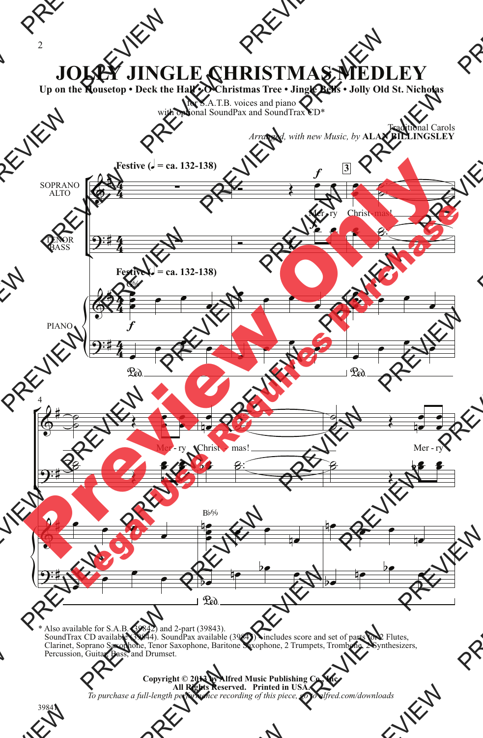# JOLLY JINGLE CHRISTMAS MEDLEY

**Up on the Housetop • Deck the Hall • O Christmas Tree • Jingle Bells • Jolly Old St. Nicholas**

for S.A.T.B. voices and piano
with optional SoundPax and SoundTrax CD*

Traditional Carols
*Arranged, with new Music, by* **ALAN BILLINGSLEY**

**Festive (♩ = ca. 132-138)**

SOPRANO ALTO

TENOR BASS

PIANO

Mer - ry Christ - mas!

Mer - ry Christ - mas!

Mer - ry

\* Also available for S.A.B. (39842) and 2-part (39843).
SoundTrax CD available (39844). SoundPax available (39845) - includes score and set of parts for 2 Flutes, Clarinet, Soprano Saxophone, Tenor Saxophone, Baritone Saxophone, 2 Trumpets, Trombone, 2 Synthesizers, Percussion, Guitar, Bass, and Drumset.

**Copyright © 2013 by Alfred Music Publishing Co., Inc.**
**All Rights Reserved. Printed in USA.**
*To purchase a full-length performance recording of this piece, go to alfred.com/downloads*

39841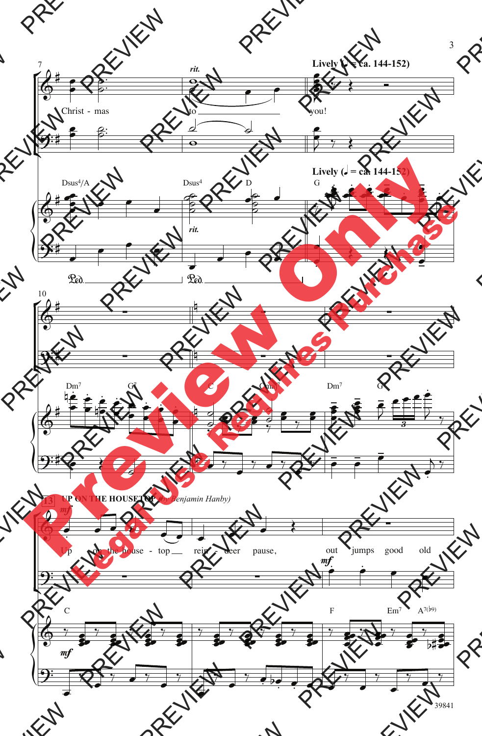**Lively (♩ = ca. 144-152)**

Christ - mas to you!

**13** **UP ON THE HOUSETOP** *(by Benjamin Hanby)*

Up on the house - top rein - deer pause, out jumps good old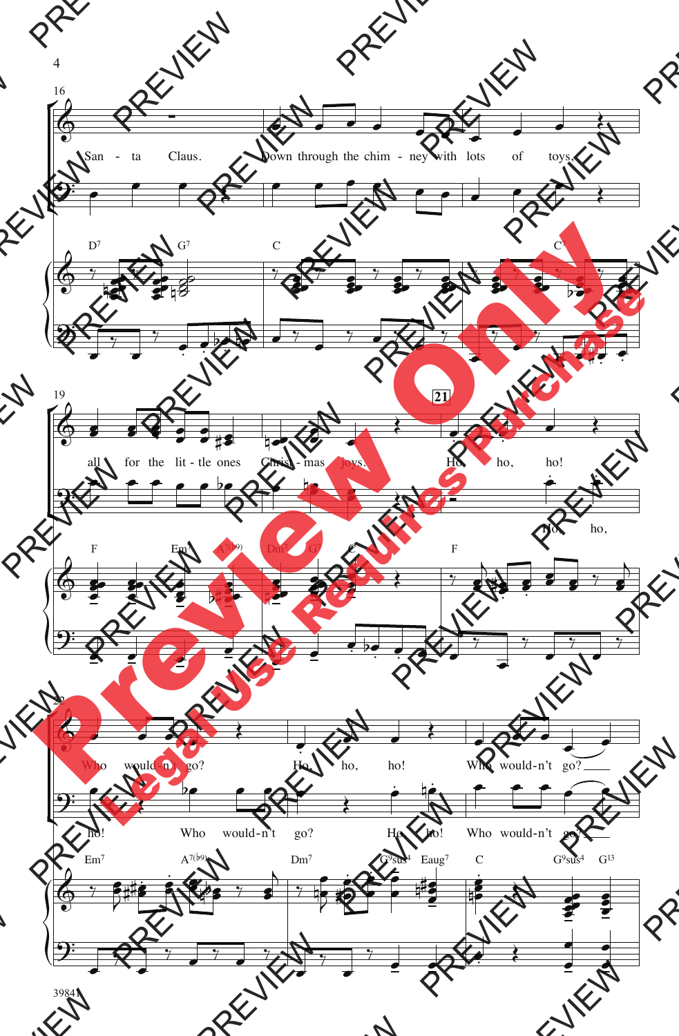16

San - ta Claus. Down through the chim - ney with lots of toys,

D7 G7 C C7

19

all for the lit - tle ones Christ - mas joys.

**21**

Ho, ho, ho!

Ho, ho,

F Em7 A7(♭9) Dm7 G7 C F

22

Who would - n't go? Ho, ho, ho! Who would - n't go?

ho! Who would - n't go? Ho, ho! Who would - n't go?

Em7 A7(♭9) Dm7 G9sus4 Eaug7 C G9sus4 G13

39841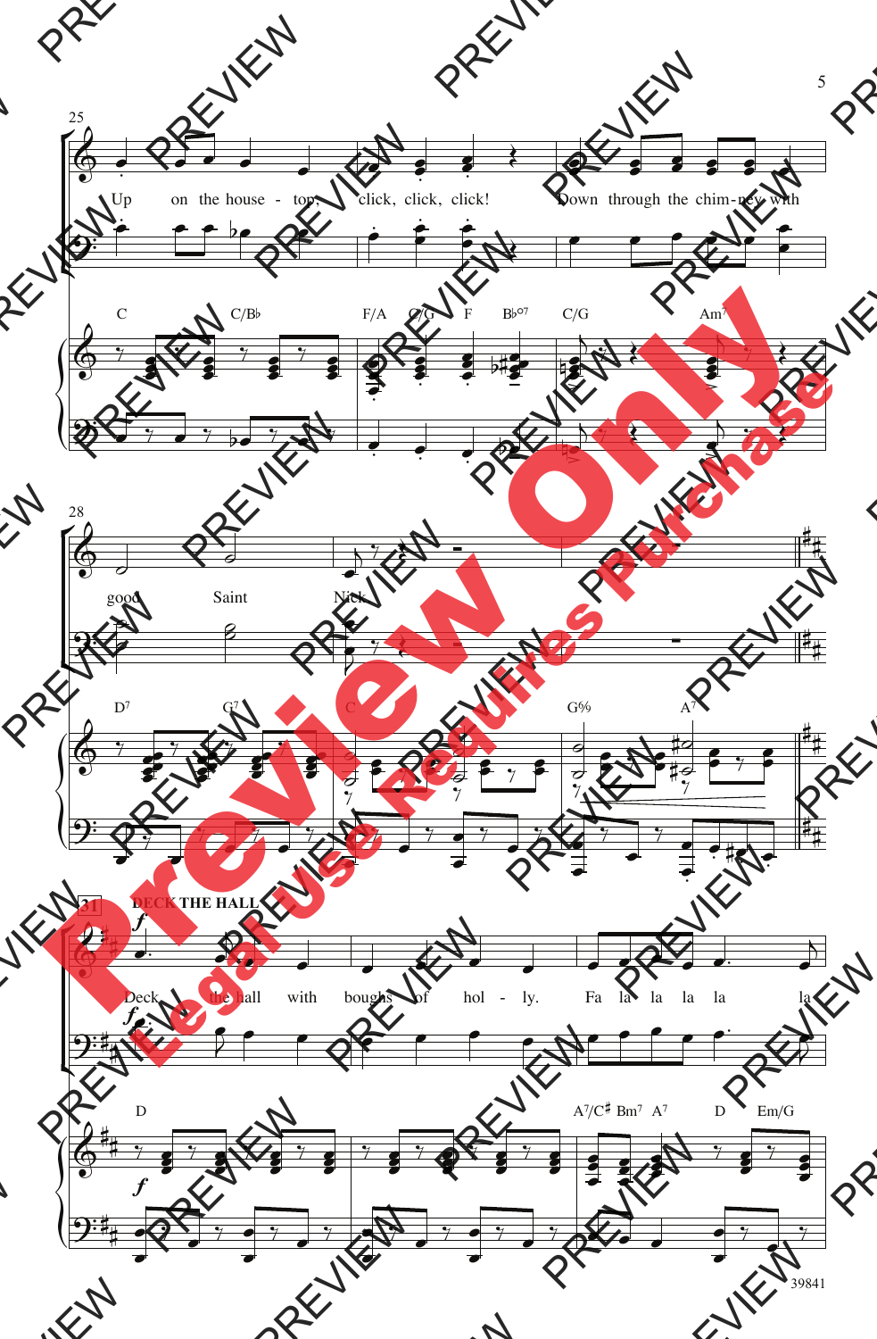25

Up on the house - top, click, click, click! Down through the chim-ney with

C C/B♭ F/A C/G F B♭°7 C/G Am7

28

good Saint Nick

D7 G7 C G6/9 A7

31 DECK THE HALL

*f*

Deck the hall with boughs of hol - ly. Fa la la la la la

D A7/C♯ Bm7 A7 D Em/G

39841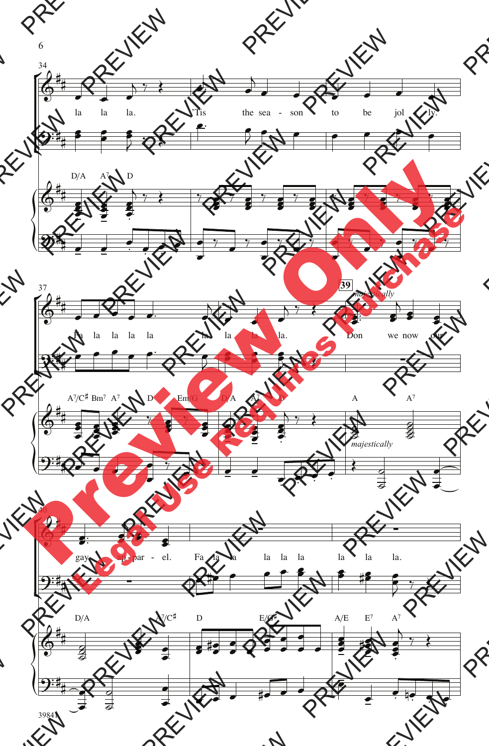34

la la la. 'Tis the sea - son to be jol - ly.

D/A A7 D

37

39

*majestically*

Fa la la la la la la la la. Don we now our

A7/C♯ Bm7 A7 D Em/G D/A A7 D A A7

*majestically*

40

gay ap - par - el. Fa la la la la la la la la.

D/A A7/C♯ D E/G♯ A/E E7 A7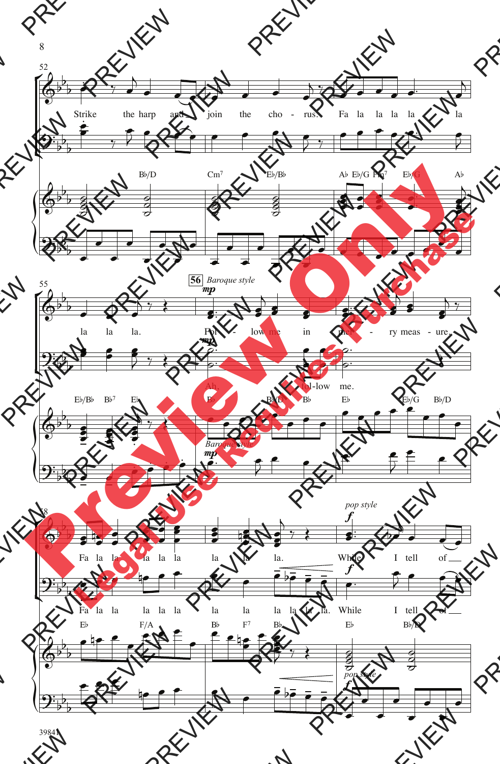Strike the harp and join the cho - rus. Fa la la la la la

la la la.

*Baroque style*

Fol - low me in mer - ry meas - ure.

Ah, fol-low me.

Fa la la la la la la la la.

*pop style*

While I tell of

Fa la la la la la la la la la. While I tell of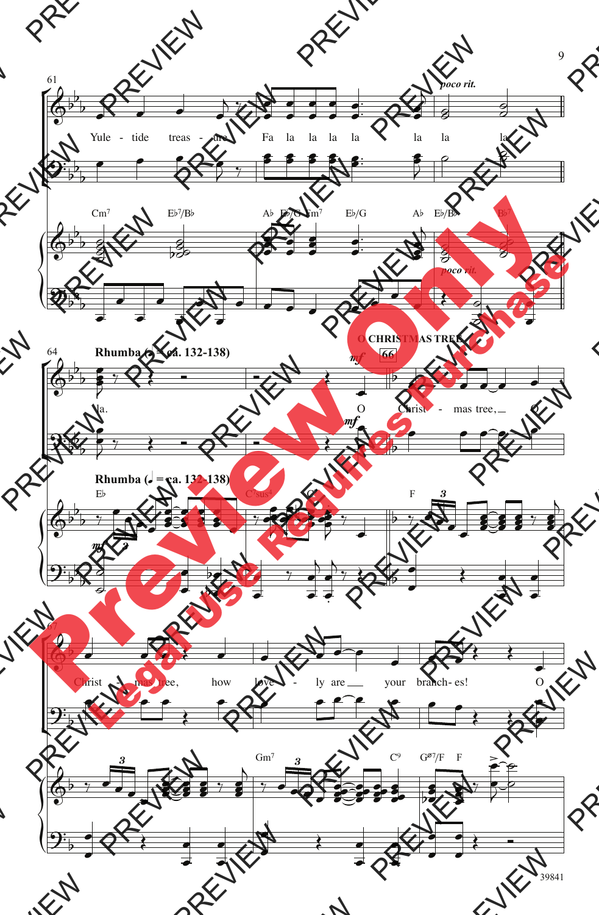poco rit.

Yule - tide treas - ure. Fa la la la la la la la

Cm7 Eb7/Bb Ab Eb/G Fm7 Eb/G Ab Eb/Bb Bb7

poco rit.

Rhumba (♩ = ca. 132-138)

O CHRISTMAS TREE

66

mf

la. O Christ - mas tree, O

mf

Rhumba (♩ = ca. 132-138)

Eb C7sus4 C7 F

mf

Christ - mas tree, how love - ly are your branch - es! O

Gm7 C9 Gø7/F F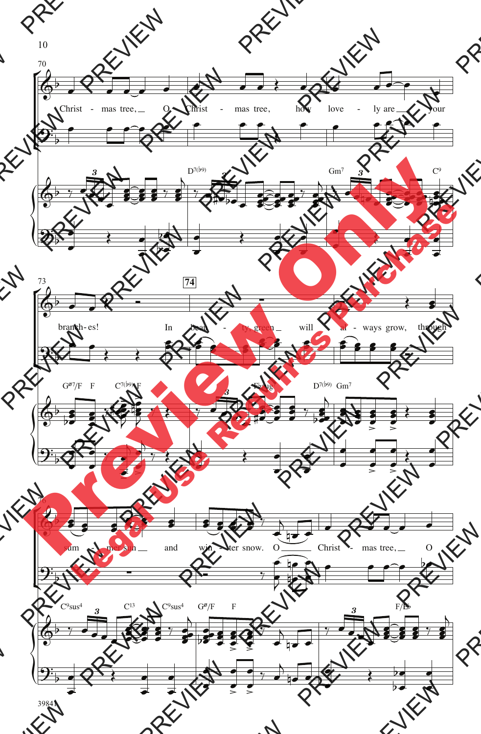70

Christ - mas tree, O Christ - mas tree, how love - ly are your

D7(♭9) Gm7 C9

73 **74**

branch - es! In beau - ty, green will al - ways grow, through

Gø7/F F C7(♭9)/F F F aug D7(♭9) Gm7

76

sum - mer sun and win - ter snow. O Christ - mas tree, O

C9sus4 C13 C9sus4 Gø/F F F/E♭

39841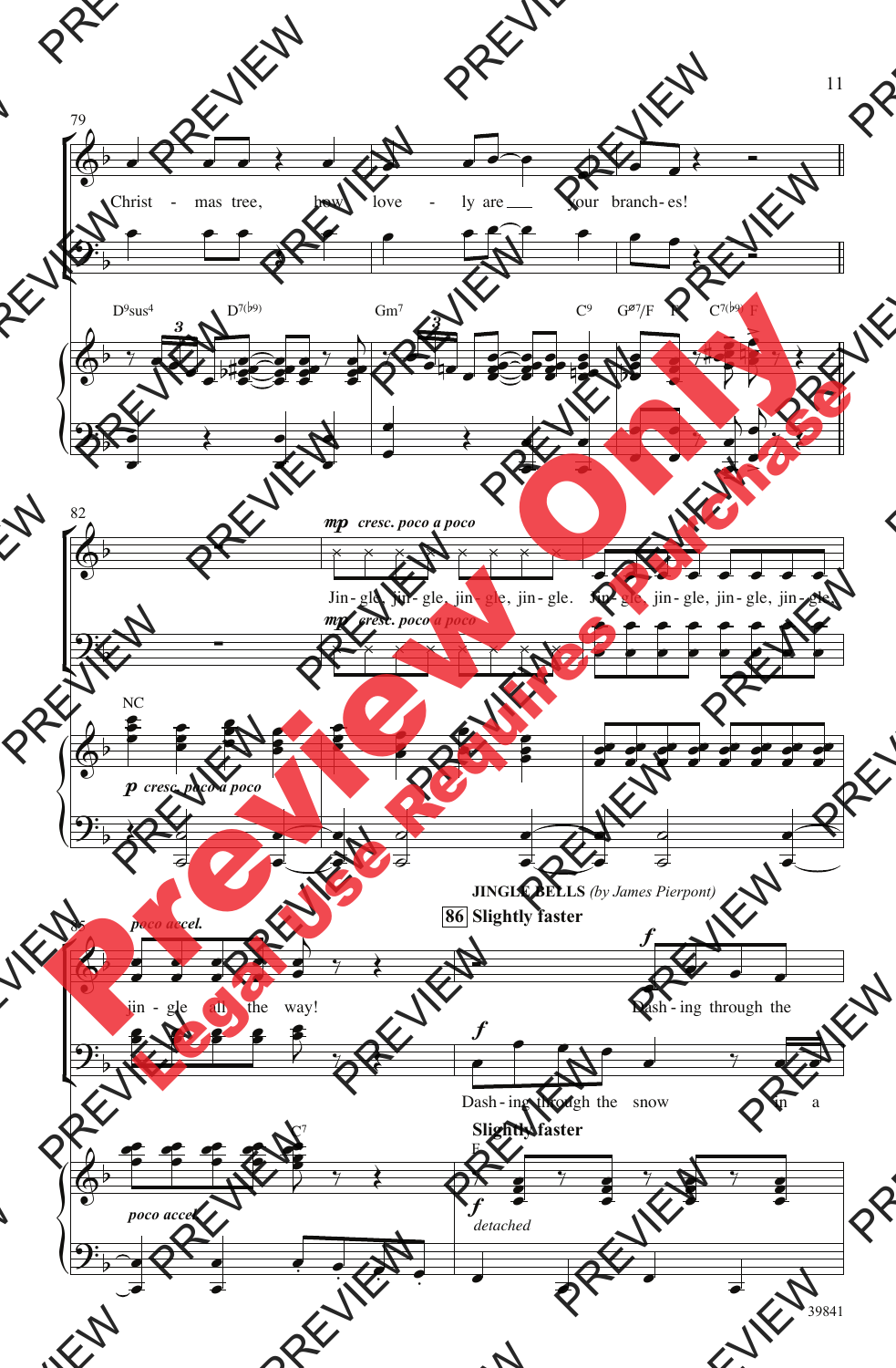79

Christ - mas tree, how love - ly are your branch- es!

D9sus4 D7(♭9) Gm7 C9 Gø7/F F C7(♭9) F

82

*mp cresc. poco a poco*

Jin - gle, jin - gle, jin - gle, jin - gle. Jin - gle, jin - gle, jin - gle, jin - gle,

NC

*p cresc. poco a poco*

85 *poco accel.*

jin - gle all the way!

**JINGLE BELLS** *(by James Pierpont)*

**86 Slightly faster**

*f*

Dash - ing through the

Dash - ing through the snow in a

C7

*poco accel.*

**Slightly faster**

F

*f detached*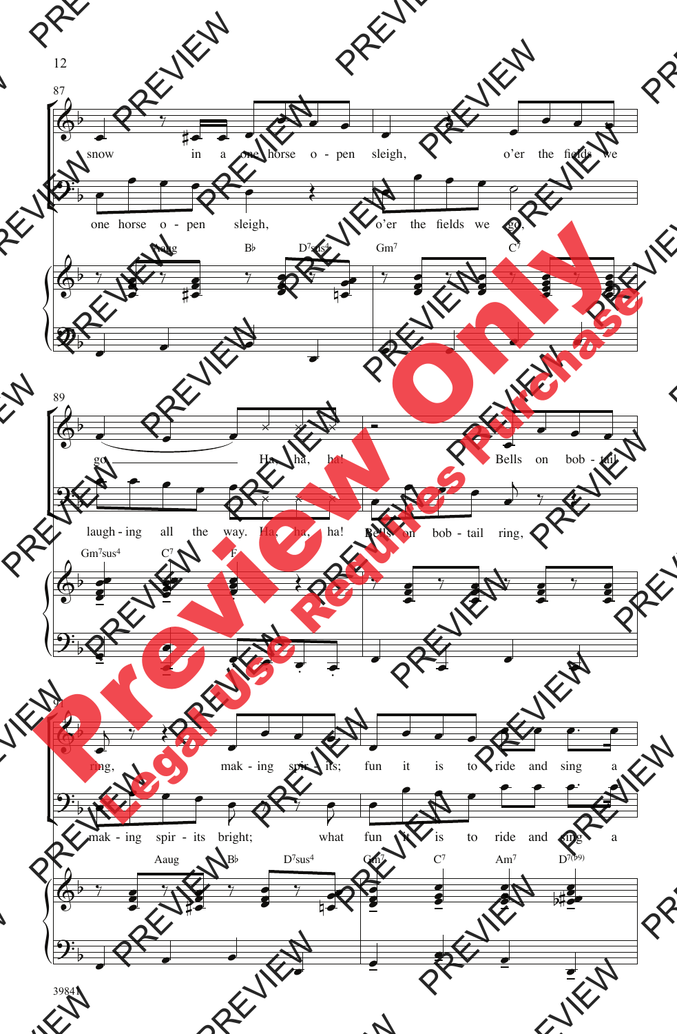87

snow in a one horse o - pen sleigh, o'er the fields we

one horse o - pen sleigh, o'er the fields we go,

Aaug B♭ D7sus4 Gm7 C7

89

go Ha, ha, ha! Bells on bob - tail

laugh - ing all the way. Ha, ha, ha! Bells on bob - tail ring,

Gm7sus4 C7 F

91

ring, mak - ing spir - its; fun it is to ride and sing a

mak - ing spir - its bright; what fun it is to ride and sing a

Aaug B♭ D7sus4 Gm7 C7 Am7 D7(♭9)

39841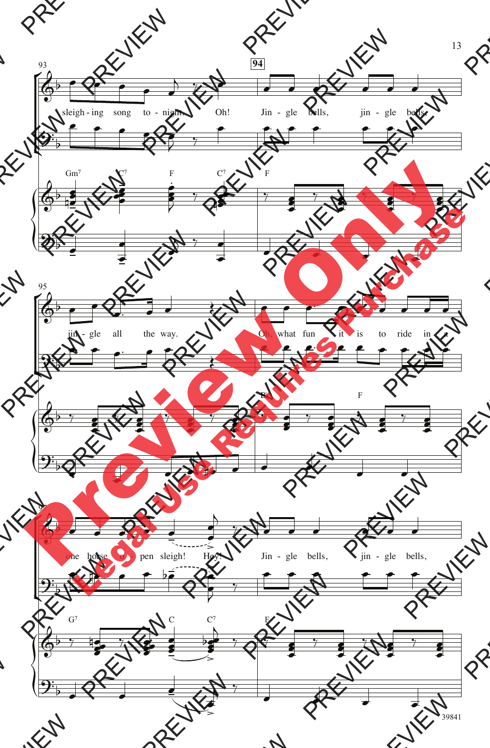93

**94**

sleigh - ing song to - night. Oh! Jin - gle bells, jin - gle bells,

Gm7 C7 F C7 F

95

jin - gle all the way. Oh, what fun it is to ride in a

B♭ F

97

one horse o - pen sleigh! Hey! Jin - gle bells, jin - gle bells,

G7 C C7 F

39841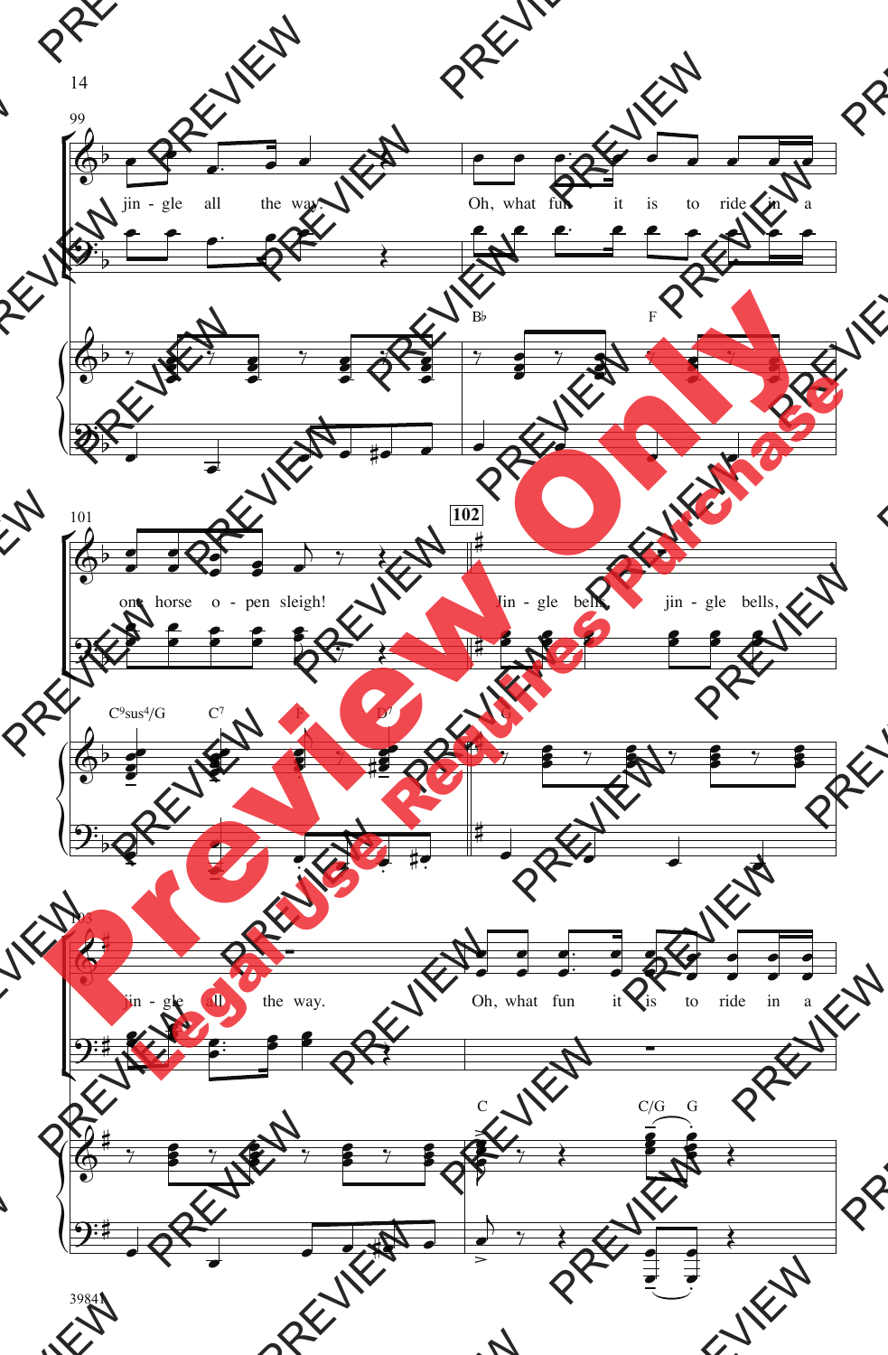99

jin - gle all the way. Oh, what fun it is to ride in a

B♭ F

101 **102**

one horse o - pen sleigh! Jin - gle bells, jin - gle bells,

C9sus4/G C7 F D7 G

103

jin - gle all the way. Oh, what fun it is to ride in a

C C/G G

39841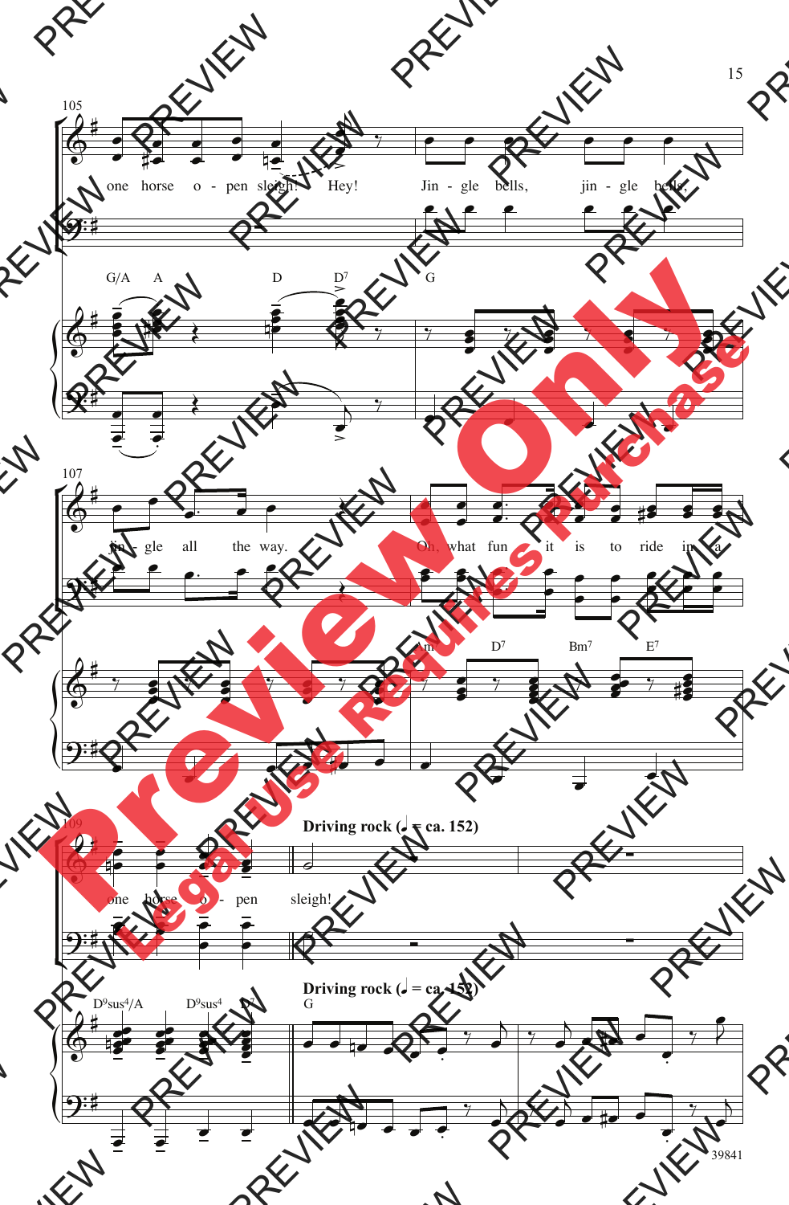105

one horse o - pen sleigh! Hey! Jin - gle bells, jin - gle bells,

G/A A D D7 G

107

jin - gle all the way. Oh, what fun it is to ride in a

Am D7 Bm7 E7

109

**Driving rock (♩ = ca. 152)**

one horse o - pen sleigh!

D9sus4/A D9sus4 D7

**Driving rock (♩ = ca. 152)**

G

39841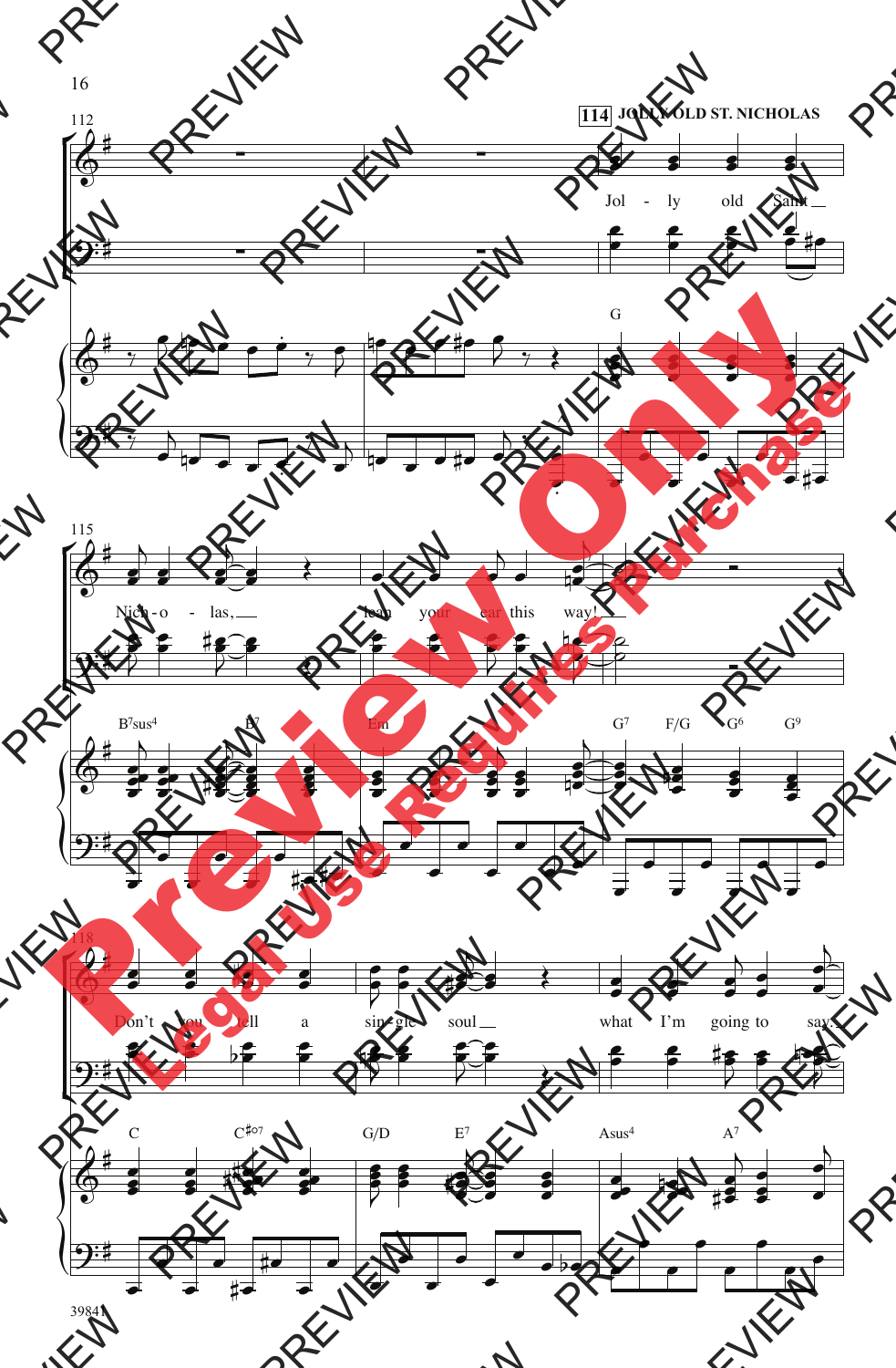**114** JOLLY OLD ST. NICHOLAS

Jol - ly old Saint Nich - o - las, lean your ear this way!

G B7sus4 B7 Em G7 F/G G6 G9

Don't you tell a sin - gle soul what I'm going to say.

C C♯o7 G/D E7 Asus4 A7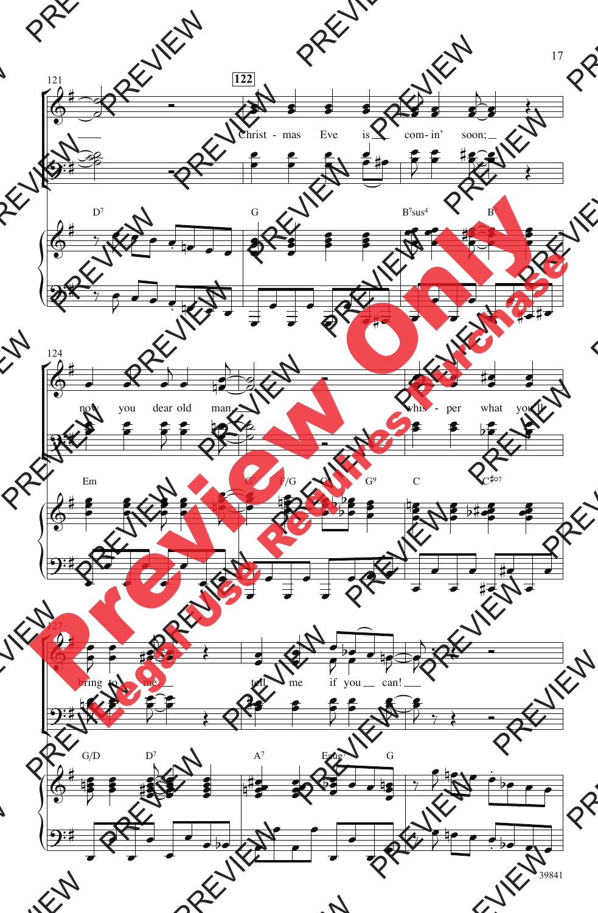121

122

Christ - mas Eve is com - in' soon;

D7 G B7sus4 B7

124

now you dear old man whis - per what you'll

Em G7 F/G C G9 C C#o7

127

bring to me tell me if you can!

G/D D7 A7 Eaug7 G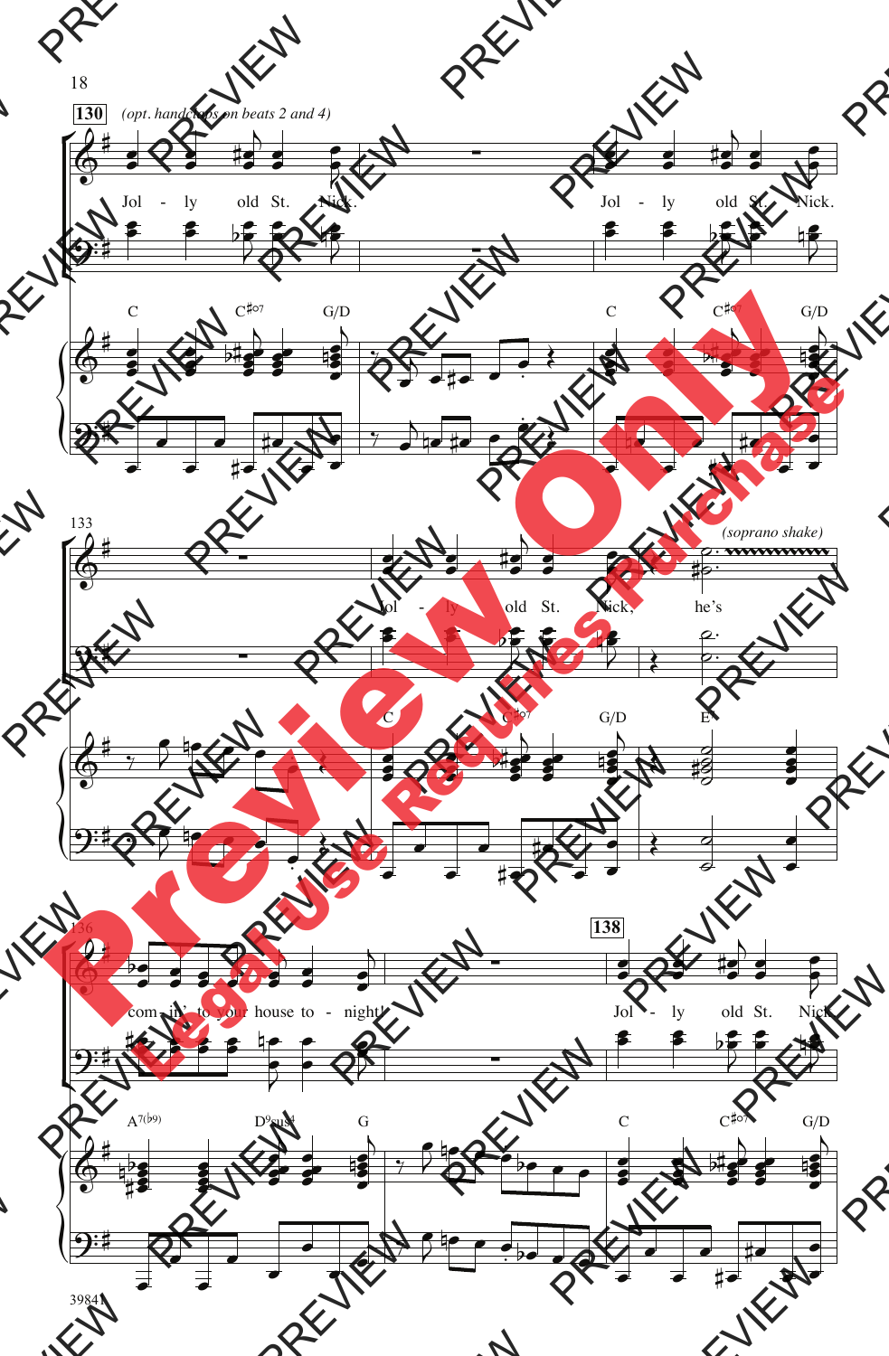130 *(opt. handclaps on beats 2 and 4)*

Jol - ly old St. Nick. Jol - ly old St. Nick.

C C♯°7 G/D C C♯°7 G/D

133

Jol - ly old St. Nick, he's *(soprano shake)*

C C♯°7 G/D E7

136 138

com - in' to your house to - night! Jol - ly old St. Nick.

A7(♭9) D9sus4 G C C♯°7 G/D

39841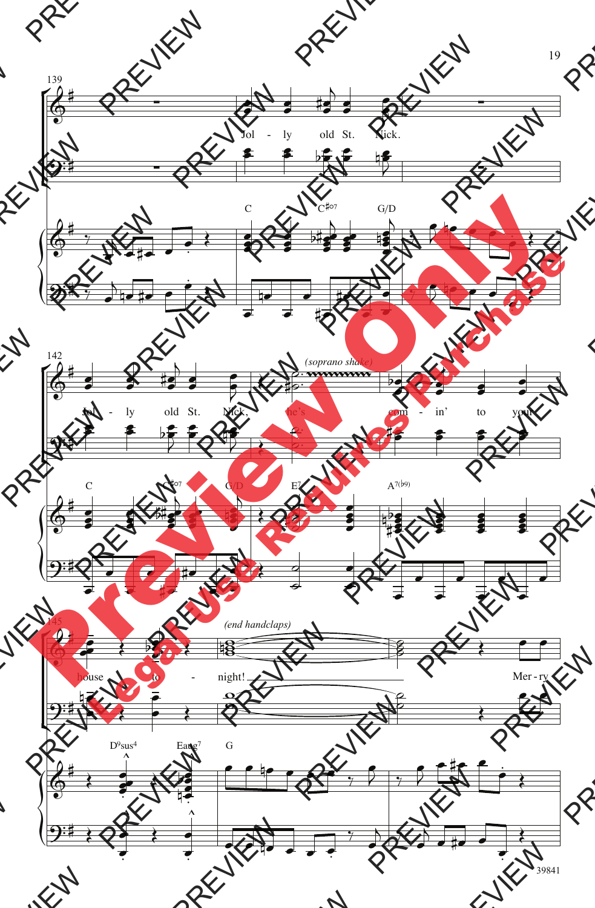139

Jol - ly old St. Nick.

C C♯o7 G/D

142

Jol - ly old St. Nick. *(soprano shake)* he's com - in' to your

C C♯o7 G/D E7 A7(♭9)

145

*(end handclaps)*

house to - night! Mer - ry

D9sus4 Eaug7 G

39841